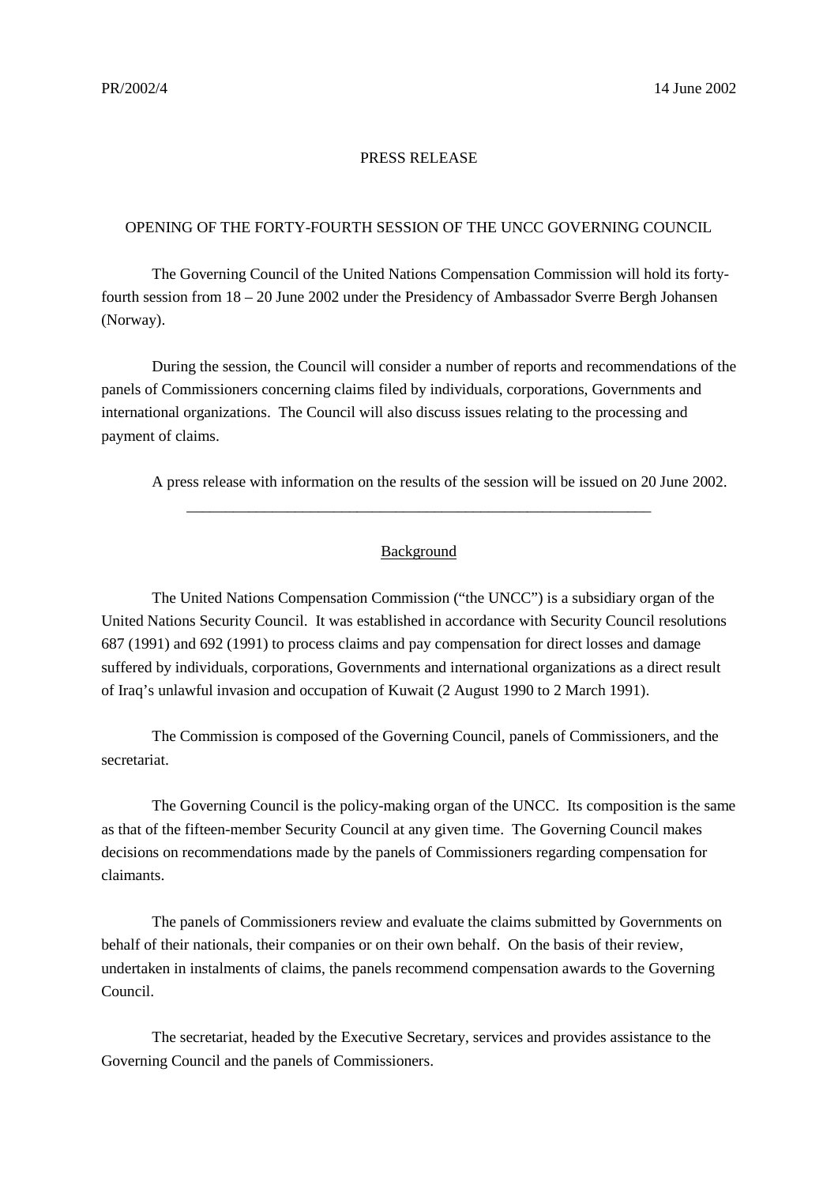PR/2002/4 14 June 2002

# PRESS RELEASE

## OPENING OF THE FORTY-FOURTH SESSION OF THE UNCC GOVERNING COUNCIL

The Governing Council of the United Nations Compensation Commission will hold its forty-fourth session from 18 – 20 June 2002 under the Presidency of Ambassador Sverre Bergh Johansen (Norway).

During the session, the Council will consider a number of reports and recommendations of the panels of Commissioners concerning claims filed by individuals, corporations, Governments and international organizations. The Council will also discuss issues relating to the processing and payment of claims.

A press release with information on the results of the session will be issued on 20 June 2002.

---

### Background

The United Nations Compensation Commission ("the UNCC") is a subsidiary organ of the United Nations Security Council. It was established in accordance with Security Council resolutions 687 (1991) and 692 (1991) to process claims and pay compensation for direct losses and damage suffered by individuals, corporations, Governments and international organizations as a direct result of Iraq's unlawful invasion and occupation of Kuwait (2 August 1990 to 2 March 1991).

The Commission is composed of the Governing Council, panels of Commissioners, and the secretariat.

The Governing Council is the policy-making organ of the UNCC. Its composition is the same as that of the fifteen-member Security Council at any given time. The Governing Council makes decisions on recommendations made by the panels of Commissioners regarding compensation for claimants.

The panels of Commissioners review and evaluate the claims submitted by Governments on behalf of their nationals, their companies or on their own behalf. On the basis of their review, undertaken in instalments of claims, the panels recommend compensation awards to the Governing Council.

The secretariat, headed by the Executive Secretary, services and provides assistance to the Governing Council and the panels of Commissioners.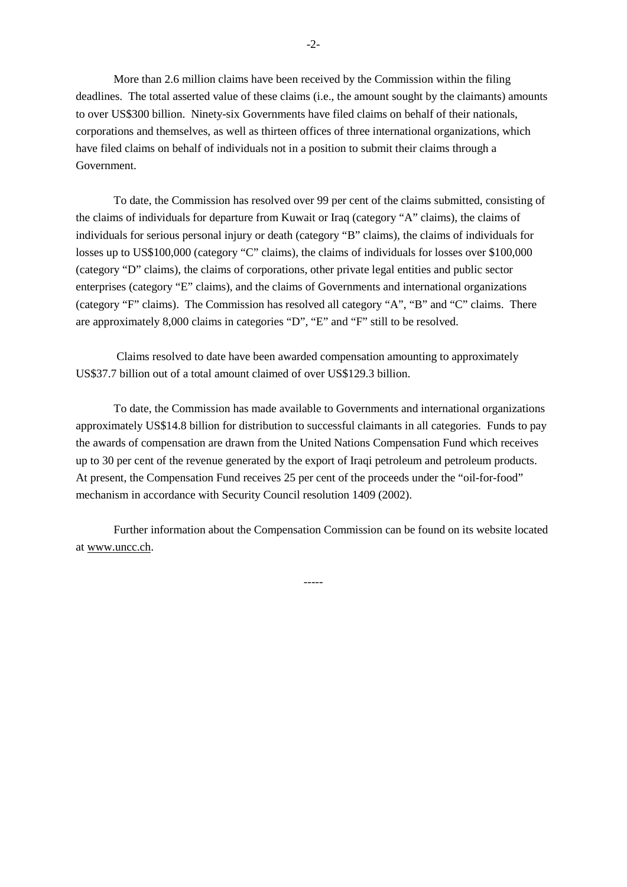More than 2.6 million claims have been received by the Commission within the filing deadlines. The total asserted value of these claims (i.e., the amount sought by the claimants) amounts to over US$300 billion. Ninety-six Governments have filed claims on behalf of their nationals, corporations and themselves, as well as thirteen offices of three international organizations, which have filed claims on behalf of individuals not in a position to submit their claims through a Government.

To date, the Commission has resolved over 99 per cent of the claims submitted, consisting of the claims of individuals for departure from Kuwait or Iraq (category "A" claims), the claims of individuals for serious personal injury or death (category "B" claims), the claims of individuals for losses up to US$100,000 (category "C" claims), the claims of individuals for losses over $100,000 (category "D" claims), the claims of corporations, other private legal entities and public sector enterprises (category "E" claims), and the claims of Governments and international organizations (category "F" claims). The Commission has resolved all category "A", "B" and "C" claims. There are approximately 8,000 claims in categories "D", "E" and "F" still to be resolved.

Claims resolved to date have been awarded compensation amounting to approximately US$37.7 billion out of a total amount claimed of over US$129.3 billion.

To date, the Commission has made available to Governments and international organizations approximately US$14.8 billion for distribution to successful claimants in all categories. Funds to pay the awards of compensation are drawn from the United Nations Compensation Fund which receives up to 30 per cent of the revenue generated by the export of Iraqi petroleum and petroleum products. At present, the Compensation Fund receives 25 per cent of the proceeds under the "oil-for-food" mechanism in accordance with Security Council resolution 1409 (2002).

Further information about the Compensation Commission can be found on its website located at www.uncc.ch.

-----